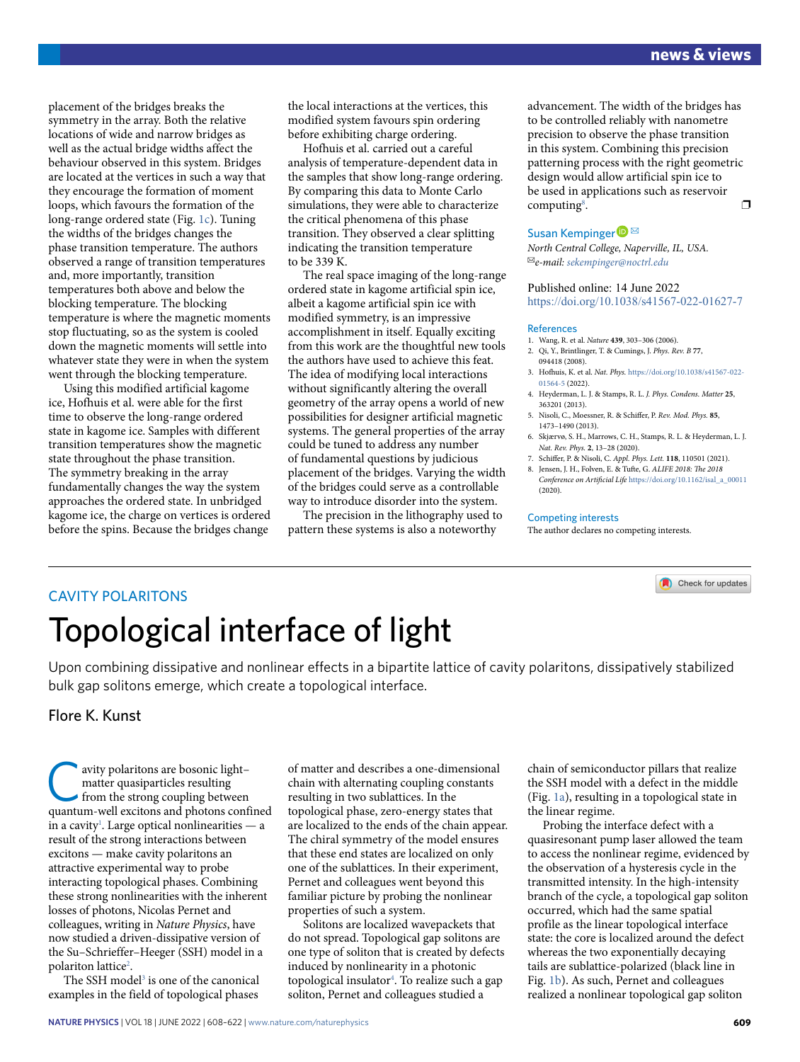placement of the bridges breaks the symmetry in the array. Both the relative locations of wide and narrow bridges as well as the actual bridge widths affect the behaviour observed in this system. Bridges are located at the vertices in such a way that they encourage the formation of moment loops, which favours the formation of the long-range ordered state (Fig. 1c). Tuning the widths of the bridges changes the phase transition temperature. The authors observed a range of transition temperatures and, more importantly, transition temperatures both above and below the blocking temperature. The blocking temperature is where the magnetic moments stop fluctuating, so as the system is cooled down the magnetic moments will settle into whatever state they were in when the system went through the blocking temperature.

Using this modified artificial kagome ice, Hofhuis et al. were able for the first time to observe the long-range ordered state in kagome ice. Samples with different transition temperatures show the magnetic state throughout the phase transition. The symmetry breaking in the array fundamentally changes the way the system approaches the ordered state. In unbridged kagome ice, the charge on vertices is ordered before the spins. Because the bridges change the local interactions at the vertices, this modified system favours spin ordering before exhibiting charge ordering.

Hofhuis et al. carried out a careful analysis of temperature-dependent data in the samples that show long-range ordering. By comparing this data to Monte Carlo simulations, they were able to characterize the critical phenomena of this phase transition. They observed a clear splitting indicating the transition temperature to be 339 K.

The real space imaging of the long-range ordered state in kagome artificial spin ice, albeit a kagome artificial spin ice with modified symmetry, is an impressive accomplishment in itself. Equally exciting from this work are the thoughtful new tools the authors have used to achieve this feat. The idea of modifying local interactions without significantly altering the overall geometry of the array opens a world of new possibilities for designer artificial magnetic systems. The general properties of the array could be tuned to address any number of fundamental questions by judicious placement of the bridges. Varying the width of the bridges could serve as a controllable way to introduce disorder into the system.

The precision in the lithography used to pattern these systems is also a noteworthy advancement. The width of the bridges has to be controlled reliably with nanometre precision to observe the phase transition in this system. Combining this precision patterning process with the right geometric design would allow artificial spin ice to be used in applications such as reservoir computing[8]. ❐

Susan Kempinger ✉

*North Central College, Naperville, IL, USA.*
✉*e-mail: sekempinger@noctrl.edu*

Published online: 14 June 2022
https://doi.org/10.1038/s41567-022-01627-7

### References

1. Wang, R. et al. *Nature* **439**, 303–306 (2006).
2. Qi, Y., Brintlinger, T. & Cumings, J. *Phys. Rev. B* **77**, 094418 (2008).
3. Hofhuis, K. et al. *Nat. Phys.* https://doi.org/10.1038/s41567-022-01564-5 (2022).
4. Heyderman, L. J. & Stamps, R. L. *J. Phys. Condens. Matter* **25**, 363201 (2013).
5. Nisoli, C., Moessner, R. & Schiffer, P. *Rev. Mod. Phys.* **85**, 1473–1490 (2013).
6. Skjærvø, S. H., Marrows, C. H., Stamps, R. L. & Heyderman, L. J. *Nat. Rev. Phys.* **2**, 13–28 (2020).
7. Schiffer, P. & Nisoli, C. *Appl. Phys. Lett.* **118**, 110501 (2021).
8. Jensen, J. H., Folven, E. & Tufte, G. *ALIFE 2018: The 2018 Conference on Artificial Life* https://doi.org/10.1162/isal_a_00011 (2020).

### Competing interests

The author declares no competing interests.

---

CAVITY POLARITONS

# Topological interface of light

Upon combining dissipative and nonlinear effects in a bipartite lattice of cavity polaritons, dissipatively stabilized bulk gap solitons emerge, which create a topological interface.

## Flore K. Kunst

Cavity polaritons are bosonic light–matter quasiparticles resulting from the strong coupling between quantum-well excitons and photons confined in a cavity[1]. Large optical nonlinearities — a result of the strong interactions between excitons — make cavity polaritons an attractive experimental way to probe interacting topological phases. Combining these strong nonlinearities with the inherent losses of photons, Nicolas Pernet and colleagues, writing in *Nature Physics*, have now studied a driven-dissipative version of the Su–Schrieffer–Heeger (SSH) model in a polariton lattice[2].

The SSH model[3] is one of the canonical examples in the field of topological phases of matter and describes a one-dimensional chain with alternating coupling constants resulting in two sublattices. In the topological phase, zero-energy states that are localized to the ends of the chain appear. The chiral symmetry of the model ensures that these end states are localized on only one of the sublattices. In their experiment, Pernet and colleagues went beyond this familiar picture by probing the nonlinear properties of such a system.

Solitons are localized wavepackets that do not spread. Topological gap solitons are one type of soliton that is created by defects induced by nonlinearity in a photonic topological insulator[4]. To realize such a gap soliton, Pernet and colleagues studied a chain of semiconductor pillars that realize the SSH model with a defect in the middle (Fig. 1a), resulting in a topological state in the linear regime.

Probing the interface defect with a quasiresonant pump laser allowed the team to access the nonlinear regime, evidenced by the observation of a hysteresis cycle in the transmitted intensity. In the high-intensity branch of the cycle, a topological gap soliton occurred, which had the same spatial profile as the linear topological interface state: the core is localized around the defect whereas the two exponentially decaying tails are sublattice-polarized (black line in Fig. 1b). As such, Pernet and colleagues realized a nonlinear topological gap soliton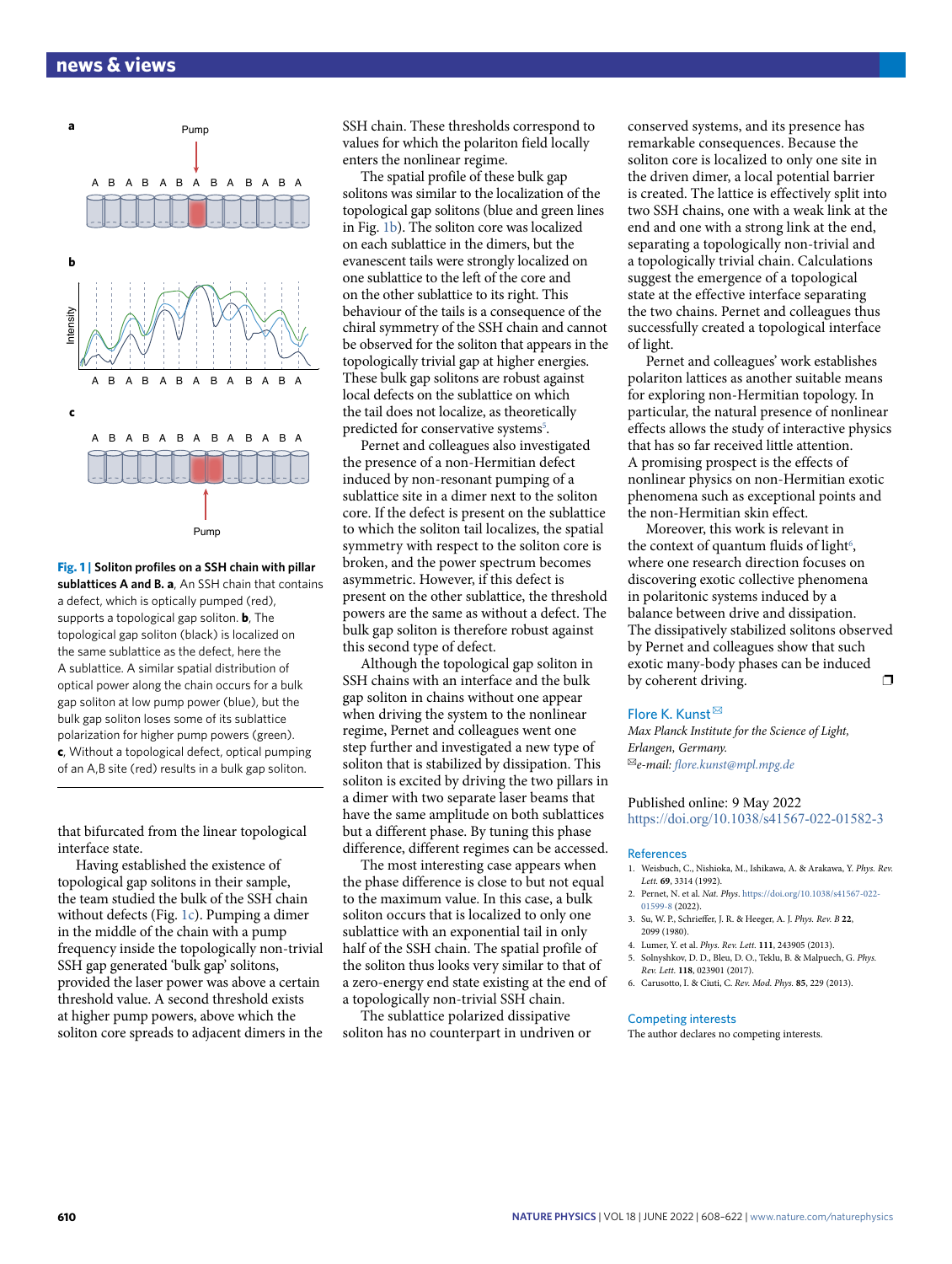a

Pump

A B A B A B A B A B A B A

b

Intensity

A B A B A B A B A B A B A

c

A B A B A B A B A B A B A

Pump

**Fig. 1 | Soliton profiles on a SSH chain with pillar sublattices A and B. a**, An SSH chain that contains a defect, which is optically pumped (red), supports a topological gap soliton. **b**, The topological gap soliton (black) is localized on the same sublattice as the defect, here the A sublattice. A similar spatial distribution of optical power along the chain occurs for a bulk gap soliton at low pump power (blue), but the bulk gap soliton loses some of its sublattice polarization for higher pump powers (green). **c**, Without a topological defect, optical pumping of an A,B site (red) results in a bulk gap soliton.

that bifurcated from the linear topological interface state.

Having established the existence of topological gap solitons in their sample, the team studied the bulk of the SSH chain without defects (Fig. 1c). Pumping a dimer in the middle of the chain with a pump frequency inside the topologically non-trivial SSH gap generated 'bulk gap' solitons, provided the laser power was above a certain threshold value. A second threshold exists at higher pump powers, above which the soliton core spreads to adjacent dimers in the SSH chain. These thresholds correspond to values for which the polariton field locally enters the nonlinear regime.

The spatial profile of these bulk gap solitons was similar to the localization of the topological gap solitons (blue and green lines in Fig. 1b). The soliton core was localized on each sublattice in the dimers, but the evanescent tails were strongly localized on one sublattice to the left of the core and on the other sublattice to its right. This behaviour of the tails is a consequence of the chiral symmetry of the SSH chain and cannot be observed for the soliton that appears in the topologically trivial gap at higher energies. These bulk gap solitons are robust against local defects on the sublattice on which the tail does not localize, as theoretically predicted for conservative systems[5].

Pernet and colleagues also investigated the presence of a non-Hermitian defect induced by non-resonant pumping of a sublattice site in a dimer next to the soliton core. If the defect is present on the sublattice to which the soliton tail localizes, the spatial symmetry with respect to the soliton core is broken, and the power spectrum becomes asymmetric. However, if this defect is present on the other sublattice, the threshold powers are the same as without a defect. The bulk gap soliton is therefore robust against this second type of defect.

Although the topological gap soliton in SSH chains with an interface and the bulk gap soliton in chains without one appear when driving the system to the nonlinear regime, Pernet and colleagues went one step further and investigated a new type of soliton that is stabilized by dissipation. This soliton is excited by driving the two pillars in a dimer with two separate laser beams that have the same amplitude on both sublattices but a different phase. By tuning this phase difference, different regimes can be accessed.

The most interesting case appears when the phase difference is close to but not equal to the maximum value. In this case, a bulk soliton occurs that is localized to only one sublattice with an exponential tail in only half of the SSH chain. The spatial profile of the soliton thus looks very similar to that of a zero-energy end state existing at the end of a topologically non-trivial SSH chain.

The sublattice polarized dissipative soliton has no counterpart in undriven or conserved systems, and its presence has remarkable consequences. Because the soliton core is localized to only one site in the driven dimer, a local potential barrier is created. The lattice is effectively split into two SSH chains, one with a weak link at the end and one with a strong link at the end, separating a topologically non-trivial and a topologically trivial chain. Calculations suggest the emergence of a topological state at the effective interface separating the two chains. Pernet and colleagues thus successfully created a topological interface of light.

Pernet and colleagues' work establishes polariton lattices as another suitable means for exploring non-Hermitian topology. In particular, the natural presence of nonlinear effects allows the study of interactive physics that has so far received little attention. A promising prospect is the effects of nonlinear physics on non-Hermitian exotic phenomena such as exceptional points and the non-Hermitian skin effect.

Moreover, this work is relevant in the context of quantum fluids of light[6], where one research direction focuses on discovering exotic collective phenomena in polaritonic systems induced by a balance between drive and dissipation. The dissipatively stabilized solitons observed by Pernet and colleagues show that such exotic many-body phases can be induced by coherent driving. ❐

**Flore K. Kunst** ✉

*Max Planck Institute for the Science of Light, Erlangen, Germany.*

✉*e-mail: flore.kunst@mpl.mpg.de*

Published online: 9 May 2022

https://doi.org/10.1038/s41567-022-01582-3

### References

1. Weisbuch, C., Nishioka, M., Ishikawa, A. & Arakawa, Y. *Phys. Rev. Lett.* **69**, 3314 (1992).
2. Pernet, N. et al. *Nat. Phys.* https://doi.org/10.1038/s41567-022-01599-8 (2022).
3. Su, W. P., Schrieffer, J. R. & Heeger, A. J. *Phys. Rev. B* **22**, 2099 (1980).
4. Lumer, Y. et al. *Phys. Rev. Lett.* **111**, 243905 (2013).
5. Solnyshkov, D. D., Bleu, O., Teklu, B. & Malpuech, G. *Phys. Rev. Lett.* **118**, 023901 (2017).
6. Carusotto, I. & Ciuti, C. *Rev. Mod. Phys.* **85**, 229 (2013).

### Competing interests

The author declares no competing interests.